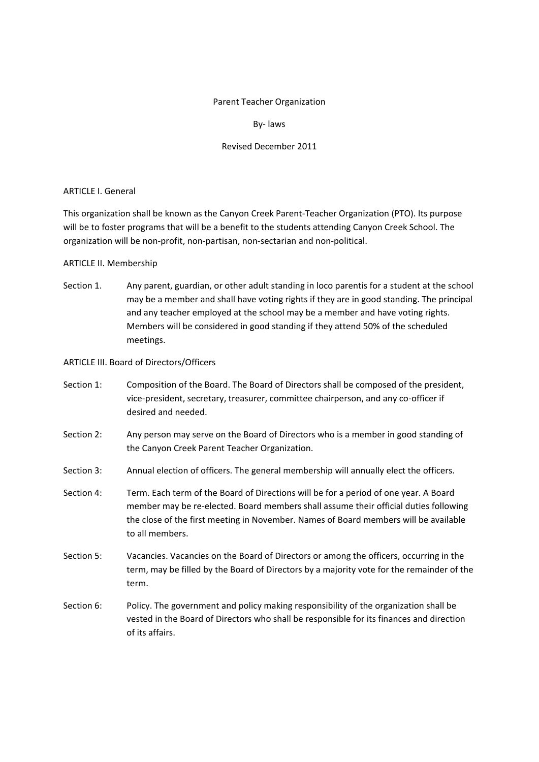# Parent Teacher Organization

## By- laws

### Revised December 2011

## ARTICLE I. General

This organization shall be known as the Canyon Creek Parent-Teacher Organization (PTO). Its purpose will be to foster programs that will be a benefit to the students attending Canyon Creek School. The organization will be non-profit, non-partisan, non-sectarian and non-political.

## ARTICLE II. Membership

Section 1. Any parent, guardian, or other adult standing in loco parentis for a student at the school may be a member and shall have voting rights if they are in good standing. The principal and any teacher employed at the school may be a member and have voting rights. Members will be considered in good standing if they attend 50% of the scheduled meetings.

## ARTICLE III. Board of Directors/Officers

Section 1: Composition of the Board. The Board of Directors shall be composed of the president, vice-president, secretary, treasurer, committee chairperson, and any co-officer if desired and needed.

Section 2: Any person may serve on the Board of Directors who is a member in good standing of the Canyon Creek Parent Teacher Organization.

Section 3: Annual election of officers. The general membership will annually elect the officers.

Section 4: Term. Each term of the Board of Directions will be for a period of one year. A Board member may be re-elected. Board members shall assume their official duties following the close of the first meeting in November. Names of Board members will be available to all members.

Section 5: Vacancies. Vacancies on the Board of Directors or among the officers, occurring in the term, may be filled by the Board of Directors by a majority vote for the remainder of the term.

Section 6: Policy. The government and policy making responsibility of the organization shall be vested in the Board of Directors who shall be responsible for its finances and direction of its affairs.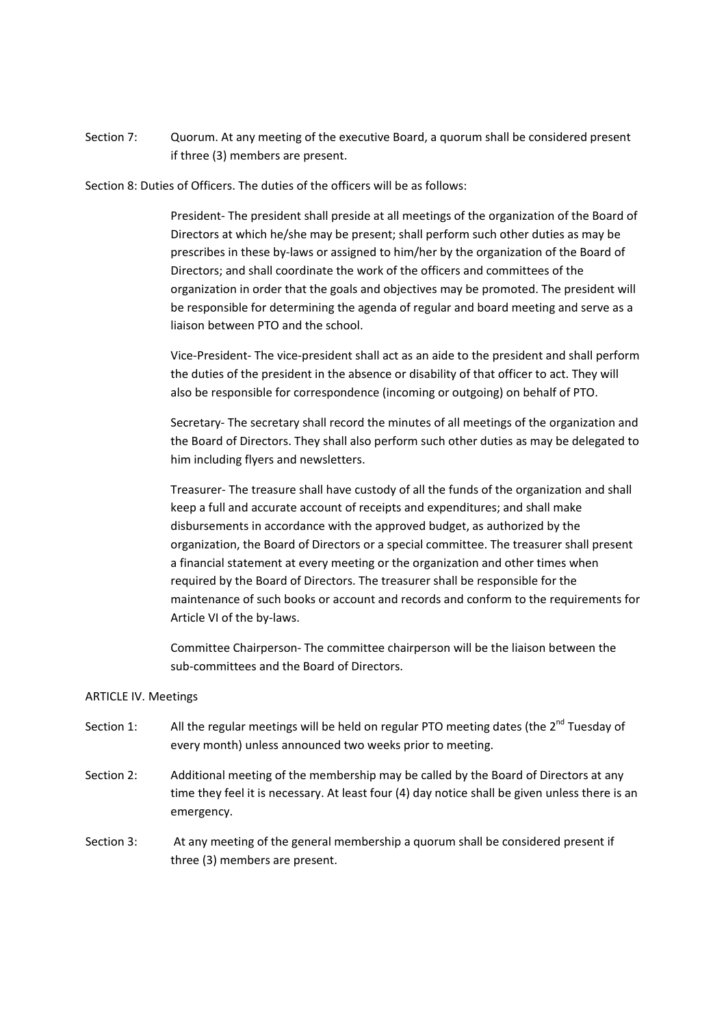Section 7: Quorum. At any meeting of the executive Board, a quorum shall be considered present if three (3) members are present.

Section 8: Duties of Officers. The duties of the officers will be as follows:

President- The president shall preside at all meetings of the organization of the Board of Directors at which he/she may be present; shall perform such other duties as may be prescribes in these by-laws or assigned to him/her by the organization of the Board of Directors; and shall coordinate the work of the officers and committees of the organization in order that the goals and objectives may be promoted. The president will be responsible for determining the agenda of regular and board meeting and serve as a liaison between PTO and the school.

Vice-President- The vice-president shall act as an aide to the president and shall perform the duties of the president in the absence or disability of that officer to act. They will also be responsible for correspondence (incoming or outgoing) on behalf of PTO.

Secretary- The secretary shall record the minutes of all meetings of the organization and the Board of Directors. They shall also perform such other duties as may be delegated to him including flyers and newsletters.

Treasurer- The treasure shall have custody of all the funds of the organization and shall keep a full and accurate account of receipts and expenditures; and shall make disbursements in accordance with the approved budget, as authorized by the organization, the Board of Directors or a special committee. The treasurer shall present a financial statement at every meeting or the organization and other times when required by the Board of Directors. The treasurer shall be responsible for the maintenance of such books or account and records and conform to the requirements for Article VI of the by-laws.

Committee Chairperson- The committee chairperson will be the liaison between the sub-committees and the Board of Directors.

ARTICLE IV. Meetings

Section 1: All the regular meetings will be held on regular PTO meeting dates (the 2nd Tuesday of every month) unless announced two weeks prior to meeting.

Section 2: Additional meeting of the membership may be called by the Board of Directors at any time they feel it is necessary. At least four (4) day notice shall be given unless there is an emergency.

Section 3: At any meeting of the general membership a quorum shall be considered present if three (3) members are present.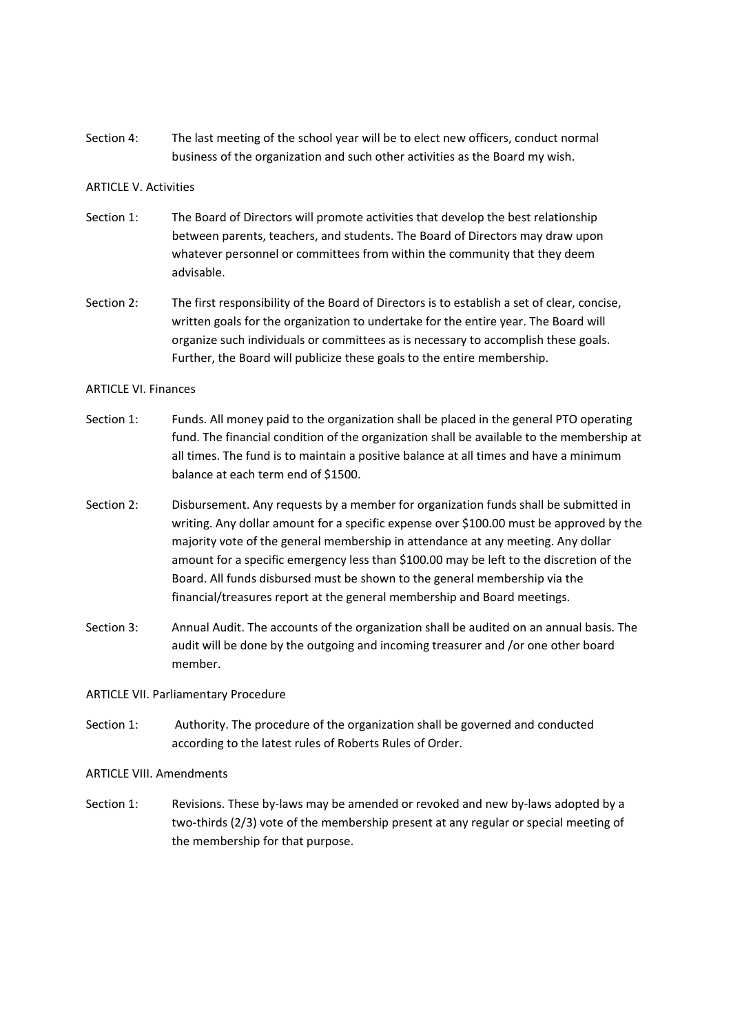Section 4: The last meeting of the school year will be to elect new officers, conduct normal business of the organization and such other activities as the Board my wish.

ARTICLE V. Activities

Section 1: The Board of Directors will promote activities that develop the best relationship between parents, teachers, and students. The Board of Directors may draw upon whatever personnel or committees from within the community that they deem advisable.

Section 2: The first responsibility of the Board of Directors is to establish a set of clear, concise, written goals for the organization to undertake for the entire year. The Board will organize such individuals or committees as is necessary to accomplish these goals. Further, the Board will publicize these goals to the entire membership.

ARTICLE VI. Finances

Section 1: Funds. All money paid to the organization shall be placed in the general PTO operating fund. The financial condition of the organization shall be available to the membership at all times. The fund is to maintain a positive balance at all times and have a minimum balance at each term end of $1500.

Section 2: Disbursement. Any requests by a member for organization funds shall be submitted in writing. Any dollar amount for a specific expense over $100.00 must be approved by the majority vote of the general membership in attendance at any meeting. Any dollar amount for a specific emergency less than $100.00 may be left to the discretion of the Board. All funds disbursed must be shown to the general membership via the financial/treasures report at the general membership and Board meetings.

Section 3: Annual Audit. The accounts of the organization shall be audited on an annual basis. The audit will be done by the outgoing and incoming treasurer and /or one other board member.

ARTICLE VII. Parliamentary Procedure

Section 1: Authority. The procedure of the organization shall be governed and conducted according to the latest rules of Roberts Rules of Order.

ARTICLE VIII. Amendments

Section 1: Revisions. These by-laws may be amended or revoked and new by-laws adopted by a two-thirds (2/3) vote of the membership present at any regular or special meeting of the membership for that purpose.